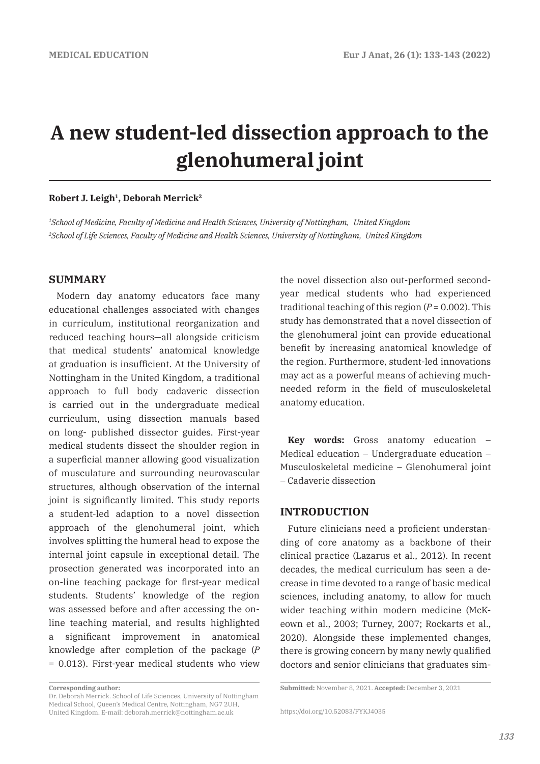MEDICAL EDUCATION

# A new student-led dissection approach to the glenohumeral joint

**Robert J. Leigh[1], Deborah Merrick[2]**

*[1]School of Medicine, Faculty of Medicine and Health Sciences, University of Nottingham, United Kingdom*
*[2]School of Life Sciences, Faculty of Medicine and Health Sciences, University of Nottingham, United Kingdom*

## SUMMARY

Modern day anatomy educators face many educational challenges associated with changes in curriculum, institutional reorganization and reduced teaching hours—all alongside criticism that medical students' anatomical knowledge at graduation is insufficient. At the University of Nottingham in the United Kingdom, a traditional approach to full body cadaveric dissection is carried out in the undergraduate medical curriculum, using dissection manuals based on long- published dissector guides. First-year medical students dissect the shoulder region in a superficial manner allowing good visualization of musculature and surrounding neurovascular structures, although observation of the internal joint is significantly limited. This study reports a student-led adaption to a novel dissection approach of the glenohumeral joint, which involves splitting the humeral head to expose the internal joint capsule in exceptional detail. The prosection generated was incorporated into an on-line teaching package for first-year medical students. Students' knowledge of the region was assessed before and after accessing the on-line teaching material, and results highlighted a significant improvement in anatomical knowledge after completion of the package ($P$ = 0.013). First-year medical students who view the novel dissection also out-performed second-year medical students who had experienced traditional teaching of this region ($P$ = 0.002). This study has demonstrated that a novel dissection of the glenohumeral joint can provide educational benefit by increasing anatomical knowledge of the region. Furthermore, student-led innovations may act as a powerful means of achieving much-needed reform in the field of musculoskeletal anatomy education.

**Key words:** Gross anatomy education – Medical education – Undergraduate education – Musculoskeletal medicine – Glenohumeral joint – Cadaveric dissection

## INTRODUCTION

Future clinicians need a proficient understanding of core anatomy as a backbone of their clinical practice (Lazarus et al., 2012). In recent decades, the medical curriculum has seen a decrease in time devoted to a range of basic medical sciences, including anatomy, to allow for much wider teaching within modern medicine (McKeown et al., 2003; Turney, 2007; Rockarts et al., 2020). Alongside these implemented changes, there is growing concern by many newly qualified doctors and senior clinicians that graduates sim-

**Corresponding author:**
Dr. Deborah Merrick. School of Life Sciences, University of Nottingham Medical School, Queen's Medical Centre, Nottingham, NG7 2UH, United Kingdom. E-mail: deborah.merrick@nottingham.ac.uk

**Submitted:** November 8, 2021. **Accepted:** December 3, 2021

https://doi.org/10.52083/FYKJ4035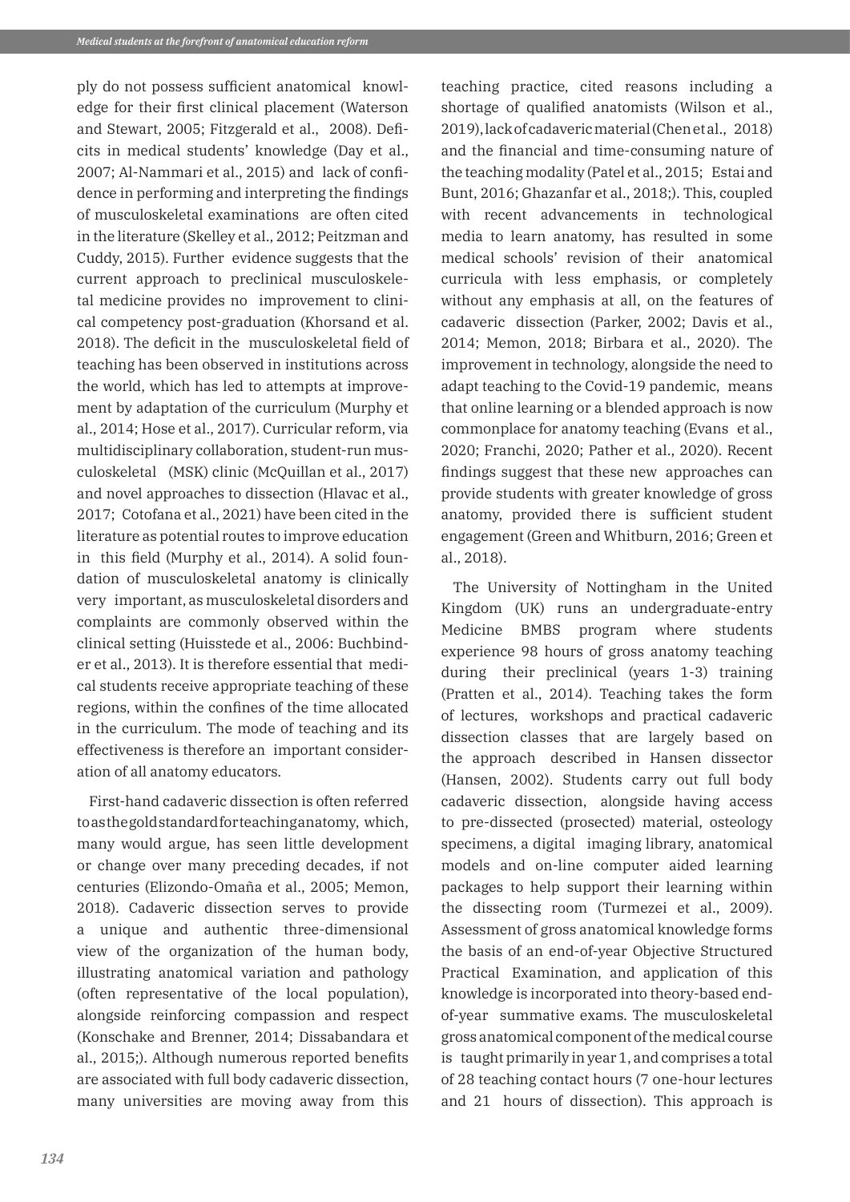ply do not possess sufficient anatomical knowledge for their first clinical placement (Waterson and Stewart, 2005; Fitzgerald et al., 2008). Deficits in medical students' knowledge (Day et al., 2007; Al-Nammari et al., 2015) and lack of confidence in performing and interpreting the findings of musculoskeletal examinations are often cited in the literature (Skelley et al., 2012; Peitzman and Cuddy, 2015). Further evidence suggests that the current approach to preclinical musculoskeletal medicine provides no improvement to clinical competency post-graduation (Khorsand et al. 2018). The deficit in the musculoskeletal field of teaching has been observed in institutions across the world, which has led to attempts at improvement by adaptation of the curriculum (Murphy et al., 2014; Hose et al., 2017). Curricular reform, via multidisciplinary collaboration, student-run musculoskeletal (MSK) clinic (McQuillan et al., 2017) and novel approaches to dissection (Hlavac et al., 2017; Cotofana et al., 2021) have been cited in the literature as potential routes to improve education in this field (Murphy et al., 2014). A solid foundation of musculoskeletal anatomy is clinically very important, as musculoskeletal disorders and complaints are commonly observed within the clinical setting (Huisstede et al., 2006: Buchbinder et al., 2013). It is therefore essential that medical students receive appropriate teaching of these regions, within the confines of the time allocated in the curriculum. The mode of teaching and its effectiveness is therefore an important consideration of all anatomy educators.

First-hand cadaveric dissection is often referred to as the gold standard for teaching anatomy, which, many would argue, has seen little development or change over many preceding decades, if not centuries (Elizondo-Omaña et al., 2005; Memon, 2018). Cadaveric dissection serves to provide a unique and authentic three-dimensional view of the organization of the human body, illustrating anatomical variation and pathology (often representative of the local population), alongside reinforcing compassion and respect (Konschake and Brenner, 2014; Dissabandara et al., 2015;). Although numerous reported benefits are associated with full body cadaveric dissection, many universities are moving away from this teaching practice, cited reasons including a shortage of qualified anatomists (Wilson et al., 2019), lack of cadaveric material (Chen et al., 2018) and the financial and time-consuming nature of the teaching modality (Patel et al., 2015; Estai and Bunt, 2016; Ghazanfar et al., 2018;). This, coupled with recent advancements in technological media to learn anatomy, has resulted in some medical schools' revision of their anatomical curricula with less emphasis, or completely without any emphasis at all, on the features of cadaveric dissection (Parker, 2002; Davis et al., 2014; Memon, 2018; Birbara et al., 2020). The improvement in technology, alongside the need to adapt teaching to the Covid-19 pandemic, means that online learning or a blended approach is now commonplace for anatomy teaching (Evans et al., 2020; Franchi, 2020; Pather et al., 2020). Recent findings suggest that these new approaches can provide students with greater knowledge of gross anatomy, provided there is sufficient student engagement (Green and Whitburn, 2016; Green et al., 2018).

The University of Nottingham in the United Kingdom (UK) runs an undergraduate-entry Medicine BMBS program where students experience 98 hours of gross anatomy teaching during their preclinical (years 1-3) training (Pratten et al., 2014). Teaching takes the form of lectures, workshops and practical cadaveric dissection classes that are largely based on the approach described in Hansen dissector (Hansen, 2002). Students carry out full body cadaveric dissection, alongside having access to pre-dissected (prosected) material, osteology specimens, a digital imaging library, anatomical models and on-line computer aided learning packages to help support their learning within the dissecting room (Turmezei et al., 2009). Assessment of gross anatomical knowledge forms the basis of an end-of-year Objective Structured Practical Examination, and application of this knowledge is incorporated into theory-based end-of-year summative exams. The musculoskeletal gross anatomical component of the medical course is taught primarily in year 1, and comprises a total of 28 teaching contact hours (7 one-hour lectures and 21 hours of dissection). This approach is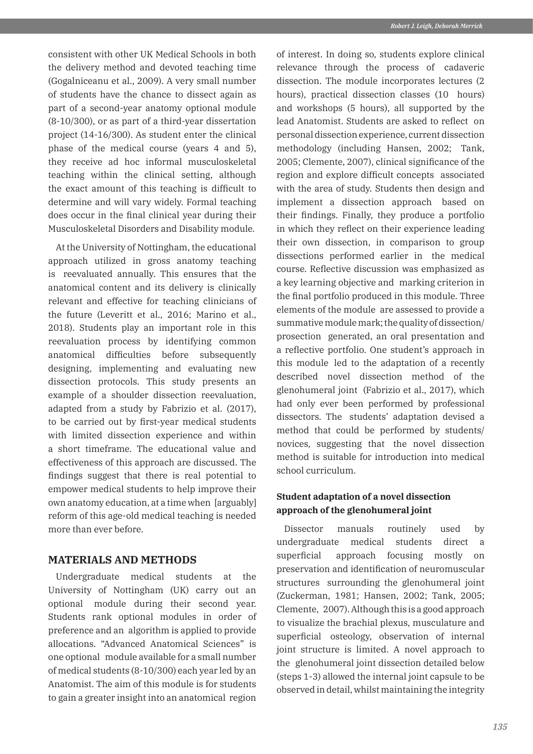consistent with other UK Medical Schools in both the delivery method and devoted teaching time (Gogalniceanu et al., 2009). A very small number of students have the chance to dissect again as part of a second-year anatomy optional module (8-10/300), or as part of a third-year dissertation project (14-16/300). As student enter the clinical phase of the medical course (years 4 and 5), they receive ad hoc informal musculoskeletal teaching within the clinical setting, although the exact amount of this teaching is difficult to determine and will vary widely. Formal teaching does occur in the final clinical year during their Musculoskeletal Disorders and Disability module.

At the University of Nottingham, the educational approach utilized in gross anatomy teaching is reevaluated annually. This ensures that the anatomical content and its delivery is clinically relevant and effective for teaching clinicians of the future (Leveritt et al., 2016; Marino et al., 2018). Students play an important role in this reevaluation process by identifying common anatomical difficulties before subsequently designing, implementing and evaluating new dissection protocols. This study presents an example of a shoulder dissection reevaluation, adapted from a study by Fabrizio et al. (2017), to be carried out by first-year medical students with limited dissection experience and within a short timeframe. The educational value and effectiveness of this approach are discussed. The findings suggest that there is real potential to empower medical students to help improve their own anatomy education, at a time when [arguably] reform of this age-old medical teaching is needed more than ever before.

## MATERIALS AND METHODS

Undergraduate medical students at the University of Nottingham (UK) carry out an optional module during their second year. Students rank optional modules in order of preference and an algorithm is applied to provide allocations. "Advanced Anatomical Sciences" is one optional module available for a small number of medical students (8-10/300) each year led by an Anatomist. The aim of this module is for students to gain a greater insight into an anatomical region of interest. In doing so, students explore clinical relevance through the process of cadaveric dissection. The module incorporates lectures (2 hours), practical dissection classes (10 hours) and workshops (5 hours), all supported by the lead Anatomist. Students are asked to reflect on personal dissection experience, current dissection methodology (including Hansen, 2002; Tank, 2005; Clemente, 2007), clinical significance of the region and explore difficult concepts associated with the area of study. Students then design and implement a dissection approach based on their findings. Finally, they produce a portfolio in which they reflect on their experience leading their own dissection, in comparison to group dissections performed earlier in the medical course. Reflective discussion was emphasized as a key learning objective and marking criterion in the final portfolio produced in this module. Three elements of the module are assessed to provide a summative module mark; the quality of dissection/prosection generated, an oral presentation and a reflective portfolio. One student's approach in this module led to the adaptation of a recently described novel dissection method of the glenohumeral joint (Fabrizio et al., 2017), which had only ever been performed by professional dissectors. The students' adaptation devised a method that could be performed by students/novices, suggesting that the novel dissection method is suitable for introduction into medical school curriculum.

### Student adaptation of a novel dissection approach of the glenohumeral joint

Dissector manuals routinely used by undergraduate medical students direct a superficial approach focusing mostly on preservation and identification of neuromuscular structures surrounding the glenohumeral joint (Zuckerman, 1981; Hansen, 2002; Tank, 2005; Clemente, 2007). Although this is a good approach to visualize the brachial plexus, musculature and superficial osteology, observation of internal joint structure is limited. A novel approach to the glenohumeral joint dissection detailed below (steps 1-3) allowed the internal joint capsule to be observed in detail, whilst maintaining the integrity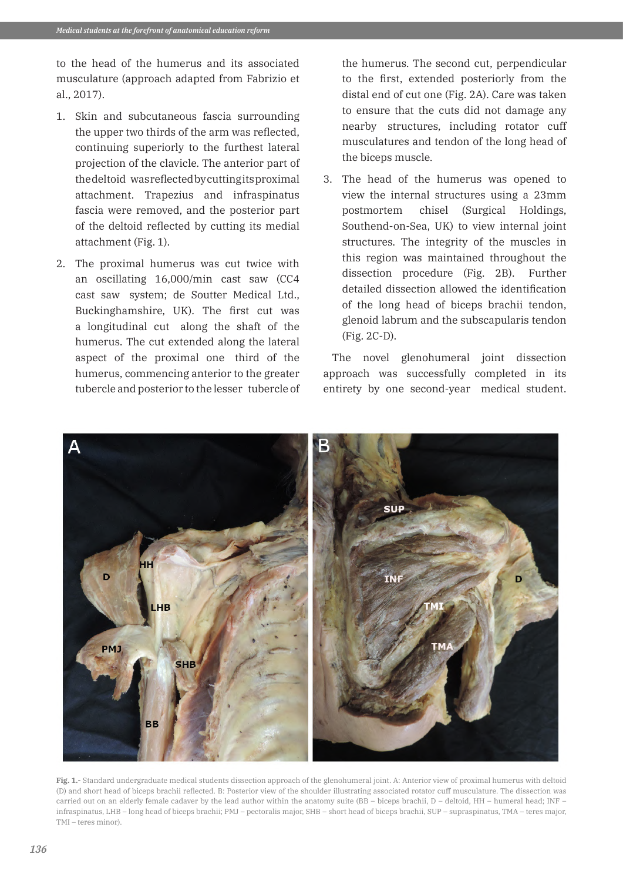to the head of the humerus and its associated musculature (approach adapted from Fabrizio et al., 2017).

1. Skin and subcutaneous fascia surrounding the upper two thirds of the arm was reflected, continuing superiorly to the furthest lateral projection of the clavicle. The anterior part of the deltoid was reflected by cutting its proximal attachment. Trapezius and infraspinatus fascia were removed, and the posterior part of the deltoid reflected by cutting its medial attachment (Fig. 1).

2. The proximal humerus was cut twice with an oscillating 16,000/min cast saw (CC4 cast saw system; de Soutter Medical Ltd., Buckinghamshire, UK). The first cut was a longitudinal cut along the shaft of the humerus. The cut extended along the lateral aspect of the proximal one third of the humerus, commencing anterior to the greater tubercle and posterior to the lesser tubercle of the humerus. The second cut, perpendicular to the first, extended posteriorly from the distal end of cut one (Fig. 2A). Care was taken to ensure that the cuts did not damage any nearby structures, including rotator cuff musculatures and tendon of the long head of the biceps muscle.

3. The head of the humerus was opened to view the internal structures using a 23mm postmortem chisel (Surgical Holdings, Southend-on-Sea, UK) to view internal joint structures. The integrity of the muscles in this region was maintained throughout the dissection procedure (Fig. 2B). Further detailed dissection allowed the identification of the long head of biceps brachii tendon, glenoid labrum and the subscapularis tendon (Fig. 2C-D).

The novel glenohumeral joint dissection approach was successfully completed in its entirety by one second-year medical student.

**Fig. 1.-** Standard undergraduate medical students dissection approach of the glenohumeral joint. A: Anterior view of proximal humerus with deltoid (D) and short head of biceps brachii reflected. B: Posterior view of the shoulder illustrating associated rotator cuff musculature. The dissection was carried out on an elderly female cadaver by the lead author within the anatomy suite (BB – biceps brachii, D – deltoid, HH – humeral head; INF – infraspinatus, LHB – long head of biceps brachii; PMJ – pectoralis major, SHB – short head of biceps brachii, SUP – supraspinatus, TMA – teres major, TMI – teres minor).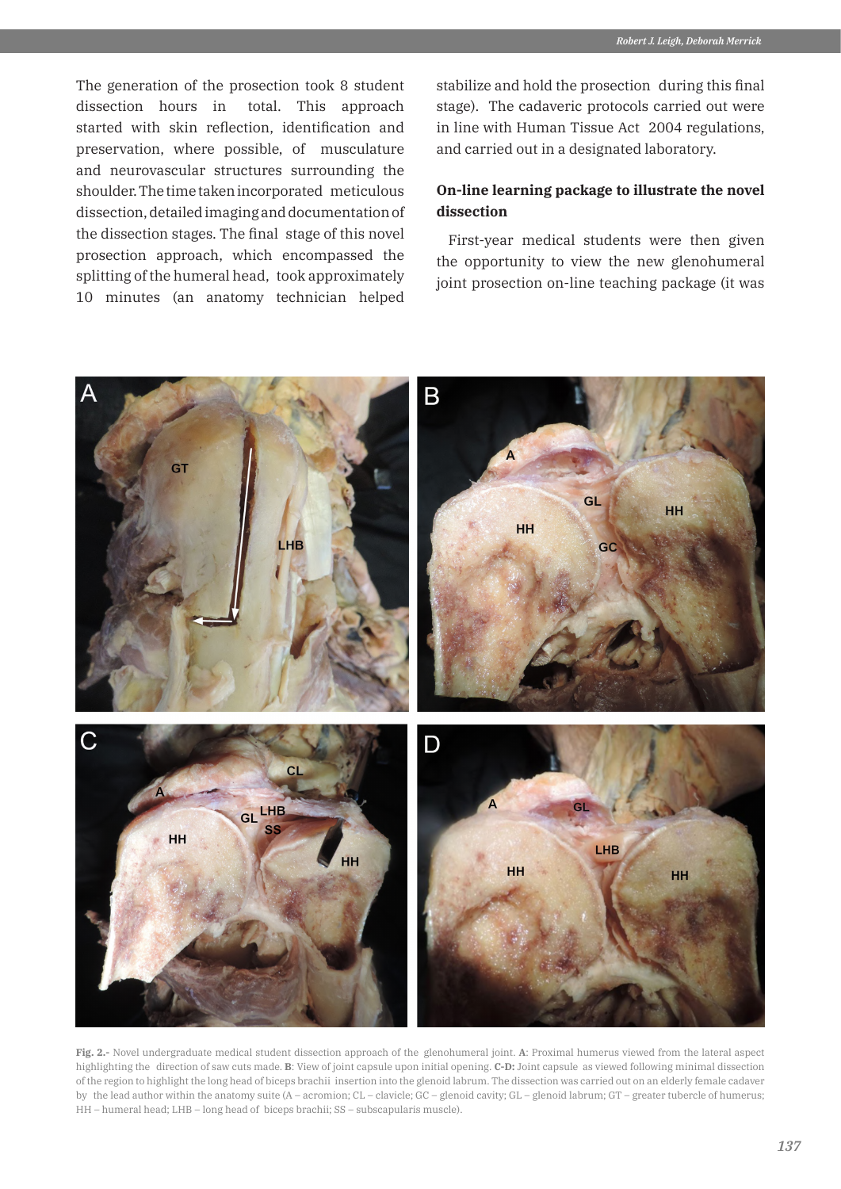The generation of the prosection took 8 student dissection hours in total. This approach started with skin reflection, identification and preservation, where possible, of musculature and neurovascular structures surrounding the shoulder. The time taken incorporated meticulous dissection, detailed imaging and documentation of the dissection stages. The final stage of this novel prosection approach, which encompassed the splitting of the humeral head, took approximately 10 minutes (an anatomy technician helped stabilize and hold the prosection during this final stage). The cadaveric protocols carried out were in line with Human Tissue Act 2004 regulations, and carried out in a designated laboratory.

**On-line learning package to illustrate the novel dissection**

First-year medical students were then given the opportunity to view the new glenohumeral joint prosection on-line teaching package (it was

**Fig. 2.-** Novel undergraduate medical student dissection approach of the glenohumeral joint. **A**: Proximal humerus viewed from the lateral aspect highlighting the direction of saw cuts made. **B**: View of joint capsule upon initial opening. **C-D:** Joint capsule as viewed following minimal dissection of the region to highlight the long head of biceps brachii insertion into the glenoid labrum. The dissection was carried out on an elderly female cadaver by the lead author within the anatomy suite (A – acromion; CL – clavicle; GC – glenoid cavity; GL – glenoid labrum; GT – greater tubercle of humerus; HH – humeral head; LHB – long head of biceps brachii; SS – subscapularis muscle).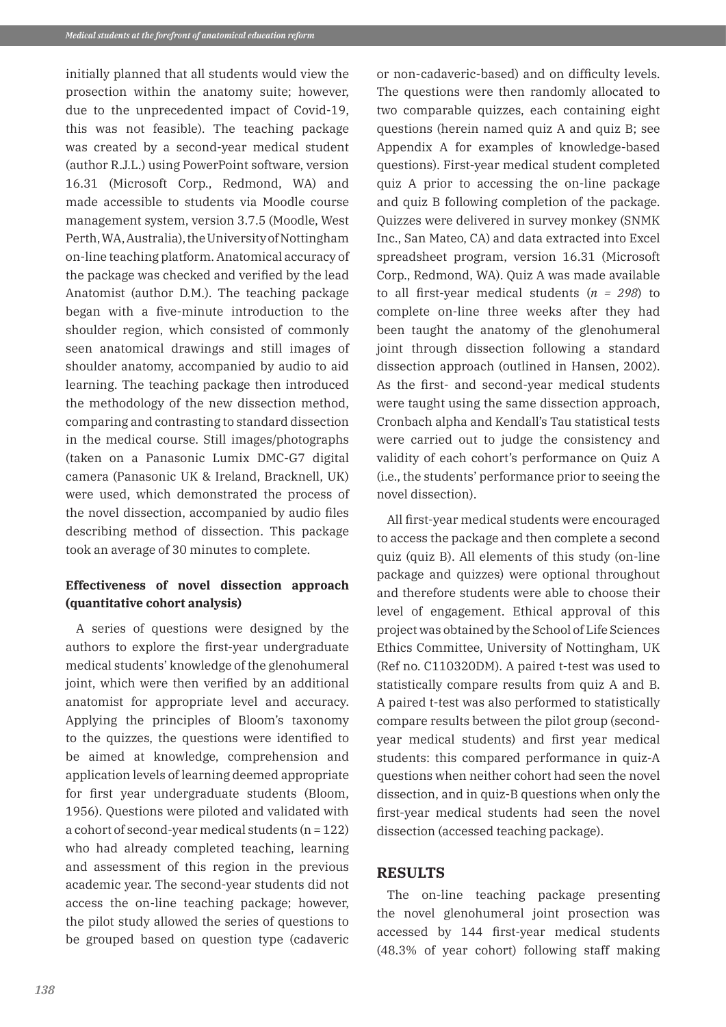initially planned that all students would view the prosection within the anatomy suite; however, due to the unprecedented impact of Covid-19, this was not feasible). The teaching package was created by a second-year medical student (author R.J.L.) using PowerPoint software, version 16.31 (Microsoft Corp., Redmond, WA) and made accessible to students via Moodle course management system, version 3.7.5 (Moodle, West Perth, WA, Australia), the University of Nottingham on-line teaching platform. Anatomical accuracy of the package was checked and verified by the lead Anatomist (author D.M.). The teaching package began with a five-minute introduction to the shoulder region, which consisted of commonly seen anatomical drawings and still images of shoulder anatomy, accompanied by audio to aid learning. The teaching package then introduced the methodology of the new dissection method, comparing and contrasting to standard dissection in the medical course. Still images/photographs (taken on a Panasonic Lumix DMC-G7 digital camera (Panasonic UK & Ireland, Bracknell, UK) were used, which demonstrated the process of the novel dissection, accompanied by audio files describing method of dissection. This package took an average of 30 minutes to complete.

### Effectiveness of novel dissection approach (quantitative cohort analysis)

A series of questions were designed by the authors to explore the first-year undergraduate medical students' knowledge of the glenohumeral joint, which were then verified by an additional anatomist for appropriate level and accuracy. Applying the principles of Bloom's taxonomy to the quizzes, the questions were identified to be aimed at knowledge, comprehension and application levels of learning deemed appropriate for first year undergraduate students (Bloom, 1956). Questions were piloted and validated with a cohort of second-year medical students (n = 122) who had already completed teaching, learning and assessment of this region in the previous academic year. The second-year students did not access the on-line teaching package; however, the pilot study allowed the series of questions to be grouped based on question type (cadaveric or non-cadaveric-based) and on difficulty levels. The questions were then randomly allocated to two comparable quizzes, each containing eight questions (herein named quiz A and quiz B; see Appendix A for examples of knowledge-based questions). First-year medical student completed quiz A prior to accessing the on-line package and quiz B following completion of the package. Quizzes were delivered in survey monkey (SNMK Inc., San Mateo, CA) and data extracted into Excel spreadsheet program, version 16.31 (Microsoft Corp., Redmond, WA). Quiz A was made available to all first-year medical students (*n = 298*) to complete on-line three weeks after they had been taught the anatomy of the glenohumeral joint through dissection following a standard dissection approach (outlined in Hansen, 2002). As the first- and second-year medical students were taught using the same dissection approach, Cronbach alpha and Kendall's Tau statistical tests were carried out to judge the consistency and validity of each cohort's performance on Quiz A (i.e., the students' performance prior to seeing the novel dissection).

All first-year medical students were encouraged to access the package and then complete a second quiz (quiz B). All elements of this study (on-line package and quizzes) were optional throughout and therefore students were able to choose their level of engagement. Ethical approval of this project was obtained by the School of Life Sciences Ethics Committee, University of Nottingham, UK (Ref no. C110320DM). A paired t-test was used to statistically compare results from quiz A and B. A paired t-test was also performed to statistically compare results between the pilot group (second-year medical students) and first year medical students: this compared performance in quiz-A questions when neither cohort had seen the novel dissection, and in quiz-B questions when only the first-year medical students had seen the novel dissection (accessed teaching package).

## RESULTS

The on-line teaching package presenting the novel glenohumeral joint prosection was accessed by 144 first-year medical students (48.3% of year cohort) following staff making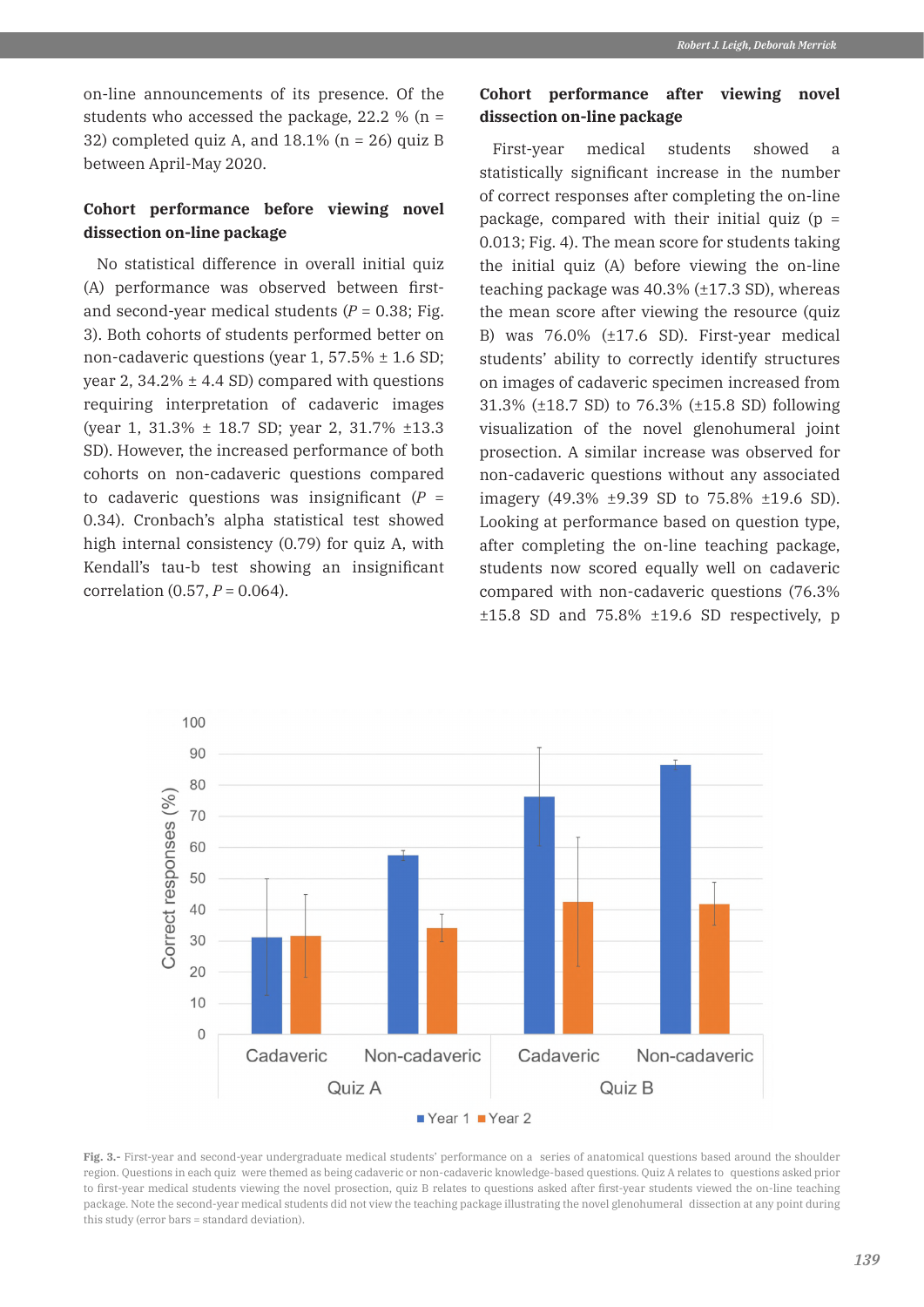on-line announcements of its presence. Of the students who accessed the package, 22.2 % (n = 32) completed quiz A, and 18.1% (n = 26) quiz B between April-May 2020.

### Cohort performance before viewing novel dissection on-line package

No statistical difference in overall initial quiz (A) performance was observed between first- and second-year medical students (*P* = 0.38; Fig. 3). Both cohorts of students performed better on non-cadaveric questions (year 1, 57.5% ± 1.6 SD; year 2, 34.2% ± 4.4 SD) compared with questions requiring interpretation of cadaveric images (year 1, 31.3% ± 18.7 SD; year 2, 31.7% ±13.3 SD). However, the increased performance of both cohorts on non-cadaveric questions compared to cadaveric questions was insignificant (*P* = 0.34). Cronbach's alpha statistical test showed high internal consistency (0.79) for quiz A, with Kendall's tau-b test showing an insignificant correlation (0.57, *P* = 0.064).

### Cohort performance after viewing novel dissection on-line package

First-year medical students showed a statistically significant increase in the number of correct responses after completing the on-line package, compared with their initial quiz (p = 0.013; Fig. 4). The mean score for students taking the initial quiz (A) before viewing the on-line teaching package was 40.3% (±17.3 SD), whereas the mean score after viewing the resource (quiz B) was 76.0% (±17.6 SD). First-year medical students' ability to correctly identify structures on images of cadaveric specimen increased from 31.3% (±18.7 SD) to 76.3% (±15.8 SD) following visualization of the novel glenohumeral joint prosection. A similar increase was observed for non-cadaveric questions without any associated imagery (49.3% ±9.39 SD to 75.8% ±19.6 SD). Looking at performance based on question type, after completing the on-line teaching package, students now scored equally well on cadaveric compared with non-cadaveric questions (76.3% ±15.8 SD and 75.8% ±19.6 SD respectively, p

Correct responses (%)
100
90
80
70
60
50
40
30
20
10
0
Cadaveric
Non-cadaveric
Quiz A
Cadaveric
Non-cadaveric
Quiz B
Year 1
Year 2

**Fig. 3.-** First-year and second-year undergraduate medical students' performance on a series of anatomical questions based around the shoulder region. Questions in each quiz were themed as being cadaveric or non-cadaveric knowledge-based questions. Quiz A relates to questions asked prior to first-year medical students viewing the novel prosection, quiz B relates to questions asked after first-year students viewed the on-line teaching package. Note the second-year medical students did not view the teaching package illustrating the novel glenohumeral dissection at any point during this study (error bars = standard deviation).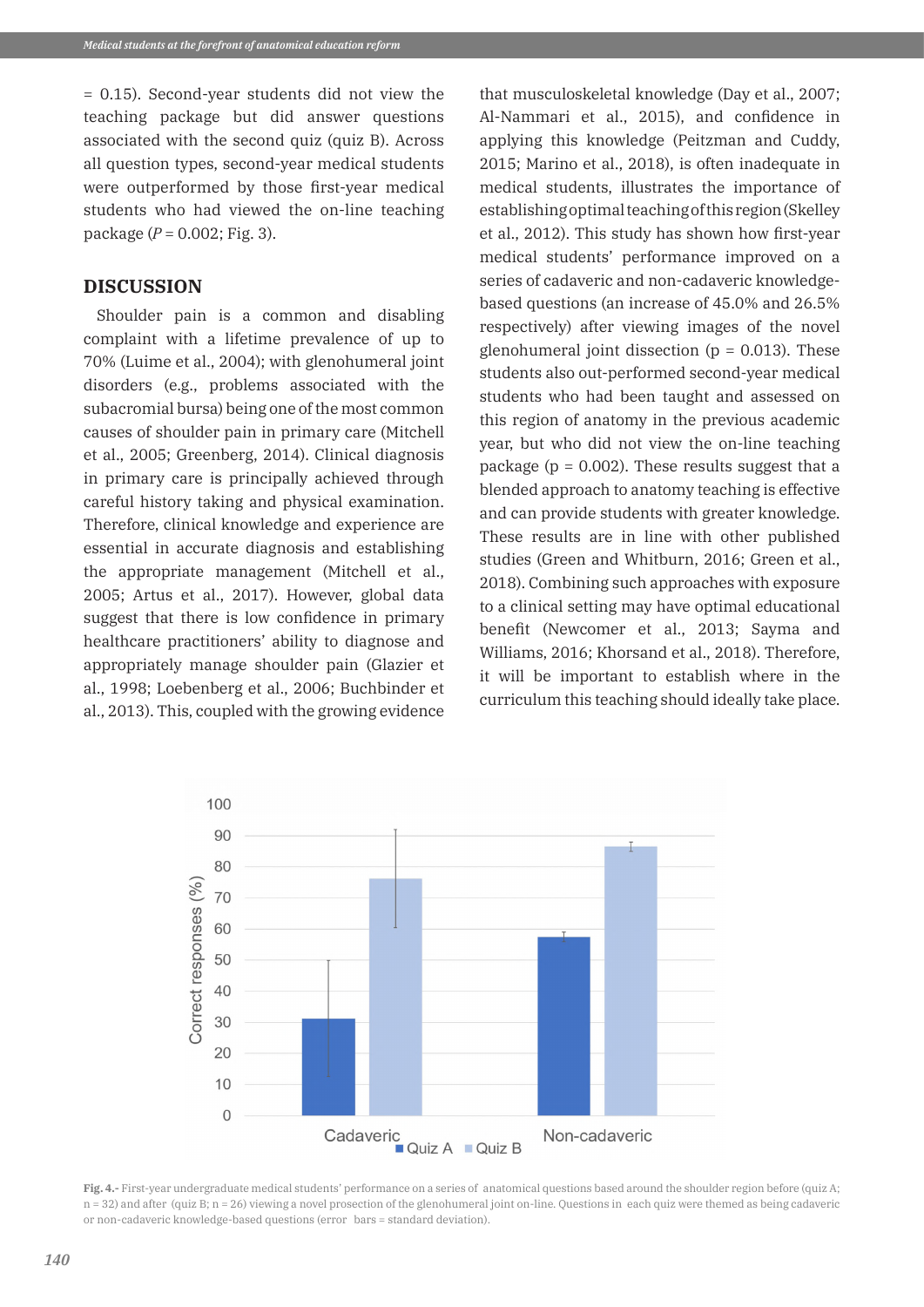= 0.15). Second-year students did not view the teaching package but did answer questions associated with the second quiz (quiz B). Across all question types, second-year medical students were outperformed by those first-year medical students who had viewed the on-line teaching package ($P$ = 0.002; Fig. 3).

## DISCUSSION

Shoulder pain is a common and disabling complaint with a lifetime prevalence of up to 70% (Luime et al., 2004); with glenohumeral joint disorders (e.g., problems associated with the subacromial bursa) being one of the most common causes of shoulder pain in primary care (Mitchell et al., 2005; Greenberg, 2014). Clinical diagnosis in primary care is principally achieved through careful history taking and physical examination. Therefore, clinical knowledge and experience are essential in accurate diagnosis and establishing the appropriate management (Mitchell et al., 2005; Artus et al., 2017). However, global data suggest that there is low confidence in primary healthcare practitioners' ability to diagnose and appropriately manage shoulder pain (Glazier et al., 1998; Loebenberg et al., 2006; Buchbinder et al., 2013). This, coupled with the growing evidence that musculoskeletal knowledge (Day et al., 2007; Al-Nammari et al., 2015), and confidence in applying this knowledge (Peitzman and Cuddy, 2015; Marino et al., 2018), is often inadequate in medical students, illustrates the importance of establishing optimal teaching of this region (Skelley et al., 2012). This study has shown how first-year medical students' performance improved on a series of cadaveric and non-cadaveric knowledge-based questions (an increase of 45.0% and 26.5% respectively) after viewing images of the novel glenohumeral joint dissection (p = 0.013). These students also out-performed second-year medical students who had been taught and assessed on this region of anatomy in the previous academic year, but who did not view the on-line teaching package (p = 0.002). These results suggest that a blended approach to anatomy teaching is effective and can provide students with greater knowledge. These results are in line with other published studies (Green and Whitburn, 2016; Green et al., 2018). Combining such approaches with exposure to a clinical setting may have optimal educational benefit (Newcomer et al., 2013; Sayma and Williams, 2016; Khorsand et al., 2018). Therefore, it will be important to establish where in the curriculum this teaching should ideally take place.

Correct responses (%)
100
90
80
70
60
50
40
30
20
10
0
Cadaveric
Non-cadaveric
Quiz A
Quiz B

**Fig. 4.-** First-year undergraduate medical students' performance on a series of anatomical questions based around the shoulder region before (quiz A; n = 32) and after (quiz B; n = 26) viewing a novel prosection of the glenohumeral joint on-line. Questions in each quiz were themed as being cadaveric or non-cadaveric knowledge-based questions (error bars = standard deviation).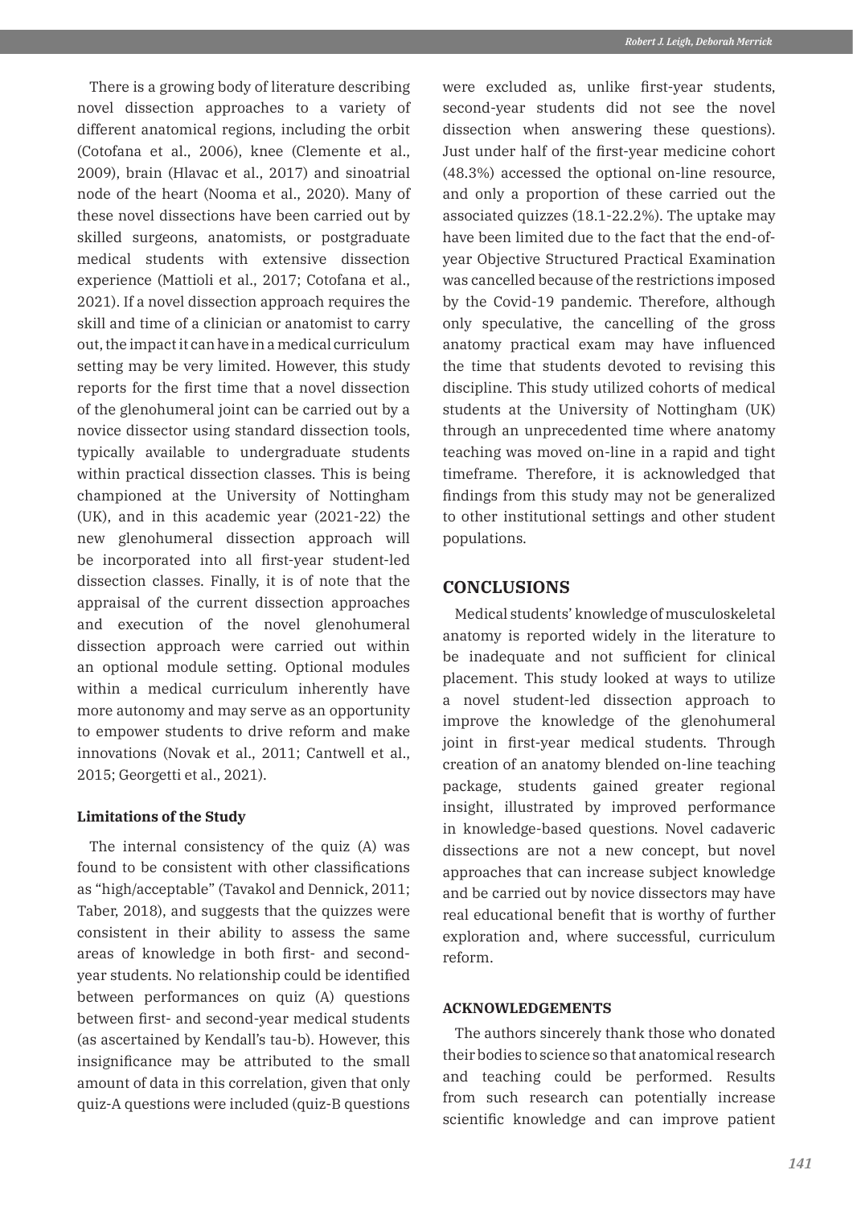There is a growing body of literature describing novel dissection approaches to a variety of different anatomical regions, including the orbit (Cotofana et al., 2006), knee (Clemente et al., 2009), brain (Hlavac et al., 2017) and sinoatrial node of the heart (Nooma et al., 2020). Many of these novel dissections have been carried out by skilled surgeons, anatomists, or postgraduate medical students with extensive dissection experience (Mattioli et al., 2017; Cotofana et al., 2021). If a novel dissection approach requires the skill and time of a clinician or anatomist to carry out, the impact it can have in a medical curriculum setting may be very limited. However, this study reports for the first time that a novel dissection of the glenohumeral joint can be carried out by a novice dissector using standard dissection tools, typically available to undergraduate students within practical dissection classes. This is being championed at the University of Nottingham (UK), and in this academic year (2021-22) the new glenohumeral dissection approach will be incorporated into all first-year student-led dissection classes. Finally, it is of note that the appraisal of the current dissection approaches and execution of the novel glenohumeral dissection approach were carried out within an optional module setting. Optional modules within a medical curriculum inherently have more autonomy and may serve as an opportunity to empower students to drive reform and make innovations (Novak et al., 2011; Cantwell et al., 2015; Georgetti et al., 2021).

#### Limitations of the Study

The internal consistency of the quiz (A) was found to be consistent with other classifications as "high/acceptable" (Tavakol and Dennick, 2011; Taber, 2018), and suggests that the quizzes were consistent in their ability to assess the same areas of knowledge in both first- and second-year students. No relationship could be identified between performances on quiz (A) questions between first- and second-year medical students (as ascertained by Kendall's tau-b). However, this insignificance may be attributed to the small amount of data in this correlation, given that only quiz-A questions were included (quiz-B questions were excluded as, unlike first-year students, second-year students did not see the novel dissection when answering these questions). Just under half of the first-year medicine cohort (48.3%) accessed the optional on-line resource, and only a proportion of these carried out the associated quizzes (18.1-22.2%). The uptake may have been limited due to the fact that the end-of-year Objective Structured Practical Examination was cancelled because of the restrictions imposed by the Covid-19 pandemic. Therefore, although only speculative, the cancelling of the gross anatomy practical exam may have influenced the time that students devoted to revising this discipline. This study utilized cohorts of medical students at the University of Nottingham (UK) through an unprecedented time where anatomy teaching was moved on-line in a rapid and tight timeframe. Therefore, it is acknowledged that findings from this study may not be generalized to other institutional settings and other student populations.

## CONCLUSIONS

Medical students' knowledge of musculoskeletal anatomy is reported widely in the literature to be inadequate and not sufficient for clinical placement. This study looked at ways to utilize a novel student-led dissection approach to improve the knowledge of the glenohumeral joint in first-year medical students. Through creation of an anatomy blended on-line teaching package, students gained greater regional insight, illustrated by improved performance in knowledge-based questions. Novel cadaveric dissections are not a new concept, but novel approaches that can increase subject knowledge and be carried out by novice dissectors may have real educational benefit that is worthy of further exploration and, where successful, curriculum reform.

#### ACKNOWLEDGEMENTS

The authors sincerely thank those who donated their bodies to science so that anatomical research and teaching could be performed. Results from such research can potentially increase scientific knowledge and can improve patient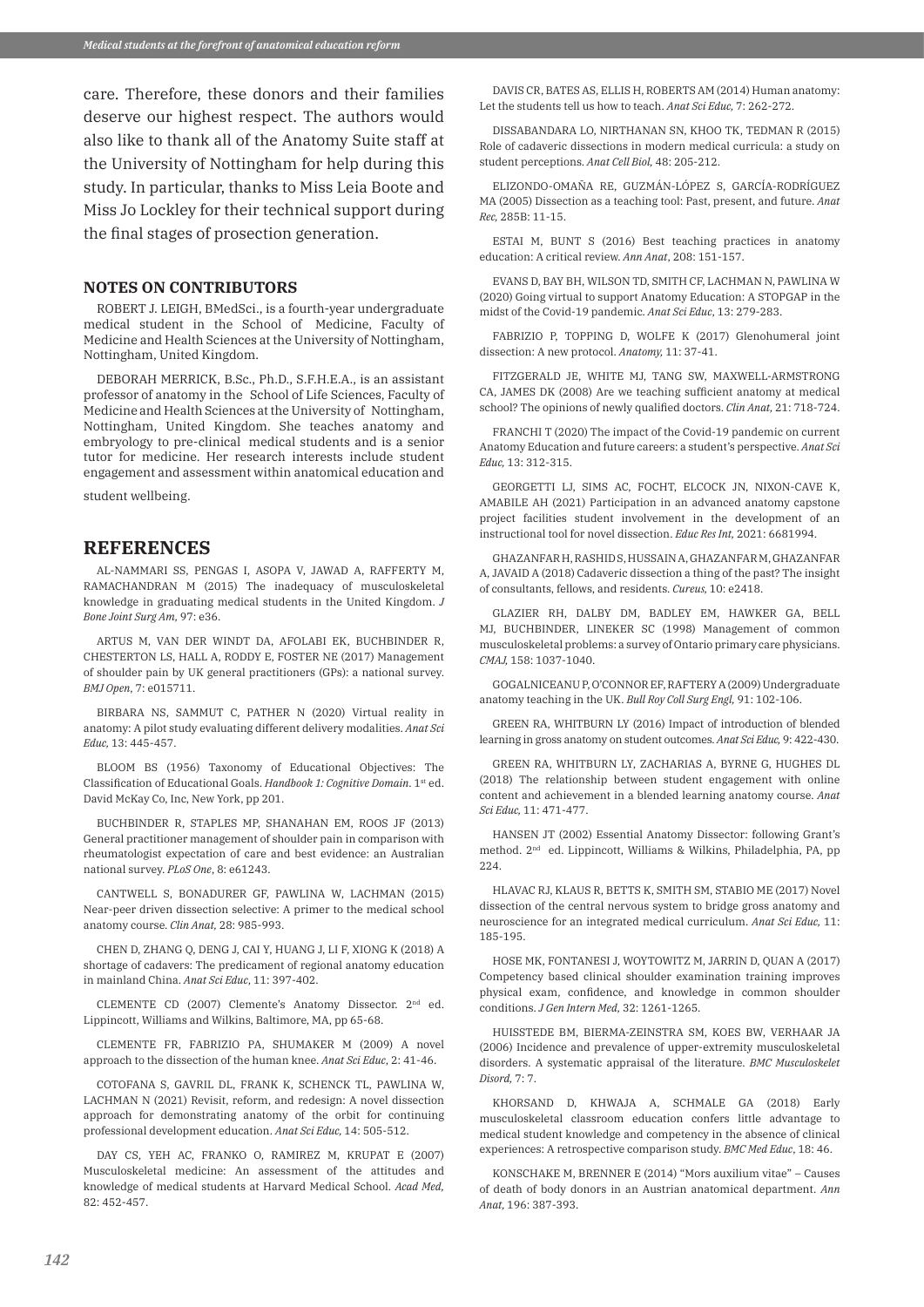care. Therefore, these donors and their families deserve our highest respect. The authors would also like to thank all of the Anatomy Suite staff at the University of Nottingham for help during this study. In particular, thanks to Miss Leia Boote and Miss Jo Lockley for their technical support during the final stages of prosection generation.

## NOTES ON CONTRIBUTORS

ROBERT J. LEIGH, BMedSci., is a fourth-year undergraduate medical student in the School of Medicine, Faculty of Medicine and Health Sciences at the University of Nottingham, Nottingham, United Kingdom.

DEBORAH MERRICK, B.Sc., Ph.D., S.F.H.E.A., is an assistant professor of anatomy in the School of Life Sciences, Faculty of Medicine and Health Sciences at the University of Nottingham, Nottingham, United Kingdom. She teaches anatomy and embryology to pre-clinical medical students and is a senior tutor for medicine. Her research interests include student engagement and assessment within anatomical education and student wellbeing.

## REFERENCES

AL-NAMMARI SS, PENGAS I, ASOPA V, JAWAD A, RAFFERTY M, RAMACHANDRAN M (2015) The inadequacy of musculoskeletal knowledge in graduating medical students in the United Kingdom. *J Bone Joint Surg Am,* 97: e36.

ARTUS M, VAN DER WINDT DA, AFOLABI EK, BUCHBINDER R, CHESTERTON LS, HALL A, RODDY E, FOSTER NE (2017) Management of shoulder pain by UK general practitioners (GPs): a national survey. *BMJ Open*, 7: e015711.

BIRBARA NS, SAMMUT C, PATHER N (2020) Virtual reality in anatomy: A pilot study evaluating different delivery modalities. *Anat Sci Educ,* 13: 445-457.

BLOOM BS (1956) Taxonomy of Educational Objectives: The Classification of Educational Goals. *Handbook 1: Cognitive Domain*. 1st ed. David McKay Co, Inc, New York, pp 201.

BUCHBINDER R, STAPLES MP, SHANAHAN EM, ROOS JF (2013) General practitioner management of shoulder pain in comparison with rheumatologist expectation of care and best evidence: an Australian national survey. *PLoS One*, 8: e61243.

CANTWELL S, BONADURER GF, PAWLINA W, LACHMAN (2015) Near-peer driven dissection selective: A primer to the medical school anatomy course. *Clin Anat,* 28: 985-993.

CHEN D, ZHANG Q, DENG J, CAI Y, HUANG J, LI F, XIONG K (2018) A shortage of cadavers: The predicament of regional anatomy education in mainland China. *Anat Sci Educ*, 11: 397-402.

CLEMENTE CD (2007) Clemente's Anatomy Dissector. 2nd ed. Lippincott, Williams and Wilkins, Baltimore, MA, pp 65-68.

CLEMENTE FR, FABRIZIO PA, SHUMAKER M (2009) A novel approach to the dissection of the human knee. *Anat Sci Educ*, 2: 41-46.

COTOFANA S, GAVRIL DL, FRANK K, SCHENCK TL, PAWLINA W, LACHMAN N (2021) Revisit, reform, and redesign: A novel dissection approach for demonstrating anatomy of the orbit for continuing professional development education. *Anat Sci Educ,* 14: 505-512.

DAY CS, YEH AC, FRANKO O, RAMIREZ M, KRUPAT E (2007) Musculoskeletal medicine: An assessment of the attitudes and knowledge of medical students at Harvard Medical School. *Acad Med,* 82: 452-457.

DAVIS CR, BATES AS, ELLIS H, ROBERTS AM (2014) Human anatomy: Let the students tell us how to teach. *Anat Sci Educ,* 7: 262-272.

DISSABANDARA LO, NIRTHANAN SN, KHOO TK, TEDMAN R (2015) Role of cadaveric dissections in modern medical curricula: a study on student perceptions. *Anat Cell Biol,* 48: 205-212.

ELIZONDO-OMAÑA RE, GUZMÁN-LÓPEZ S, GARCÍA-RODRÍGUEZ MA (2005) Dissection as a teaching tool: Past, present, and future. *Anat Rec,* 285B: 11-15.

ESTAI M, BUNT S (2016) Best teaching practices in anatomy education: A critical review. *Ann Anat*, 208: 151-157.

EVANS D, BAY BH, WILSON TD, SMITH CF, LACHMAN N, PAWLINA W (2020) Going virtual to support Anatomy Education: A STOPGAP in the midst of the Covid-19 pandemic. *Anat Sci Educ*, 13: 279-283.

FABRIZIO P, TOPPING D, WOLFE K (2017) Glenohumeral joint dissection: A new protocol. *Anatomy,* 11: 37-41.

FITZGERALD JE, WHITE MJ, TANG SW, MAXWELL-ARMSTRONG CA, JAMES DK (2008) Are we teaching sufficient anatomy at medical school? The opinions of newly qualified doctors. *Clin Anat,* 21: 718-724.

FRANCHI T (2020) The impact of the Covid-19 pandemic on current Anatomy Education and future careers: a student's perspective. *Anat Sci Educ,* 13: 312-315.

GEORGETTI LJ, SIMS AC, FOCHT, ELCOCK JN, NIXON-CAVE K, AMABILE AH (2021) Participation in an advanced anatomy capstone project facilities student involvement in the development of an instructional tool for novel dissection. *Educ Res Int,* 2021: 6681994.

GHAZANFAR H, RASHID S, HUSSAIN A, GHAZANFAR M, GHAZANFAR A, JAVAID A (2018) Cadaveric dissection a thing of the past? The insight of consultants, fellows, and residents. *Cureus,* 10: e2418.

GLAZIER RH, DALBY DM, BADLEY EM, HAWKER GA, BELL MJ, BUCHBINDER, LINEKER SC (1998) Management of common musculoskeletal problems: a survey of Ontario primary care physicians. *CMAJ,* 158: 1037-1040.

GOGALNICEANU P, O'CONNOR EF, RAFTERY A (2009) Undergraduate anatomy teaching in the UK. *Bull Roy Coll Surg Engl,* 91: 102-106.

GREEN RA, WHITBURN LY (2016) Impact of introduction of blended learning in gross anatomy on student outcomes. *Anat Sci Educ,* 9: 422-430.

GREEN RA, WHITBURN LY, ZACHARIAS A, BYRNE G, HUGHES DL (2018) The relationship between student engagement with online content and achievement in a blended learning anatomy course. *Anat Sci Educ,* 11: 471-477.

HANSEN JT (2002) Essential Anatomy Dissector: following Grant's method. 2nd ed. Lippincott, Williams & Wilkins, Philadelphia, PA, pp 224.

HLAVAC RJ, KLAUS R, BETTS K, SMITH SM, STABIO ME (2017) Novel dissection of the central nervous system to bridge gross anatomy and neuroscience for an integrated medical curriculum. *Anat Sci Educ,* 11: 185-195.

HOSE MK, FONTANESI J, WOYTOWITZ M, JARRIN D, QUAN A (2017) Competency based clinical shoulder examination training improves physical exam, confidence, and knowledge in common shoulder conditions. *J Gen Intern Med,* 32: 1261-1265.

HUISSTEDE BM, BIERMA-ZEINSTRA SM, KOES BW, VERHAAR JA (2006) Incidence and prevalence of upper-extremity musculoskeletal disorders. A systematic appraisal of the literature. *BMC Musculoskelet Disord,* 7: 7.

KHORSAND D, KHWAJA A, SCHMALE GA (2018) Early musculoskeletal classroom education confers little advantage to medical student knowledge and competency in the absence of clinical experiences: A retrospective comparison study. *BMC Med Educ*, 18: 46.

KONSCHAKE M, BRENNER E (2014) "Mors auxilium vitae" – Causes of death of body donors in an Austrian anatomical department. *Ann Anat*, 196: 387-393.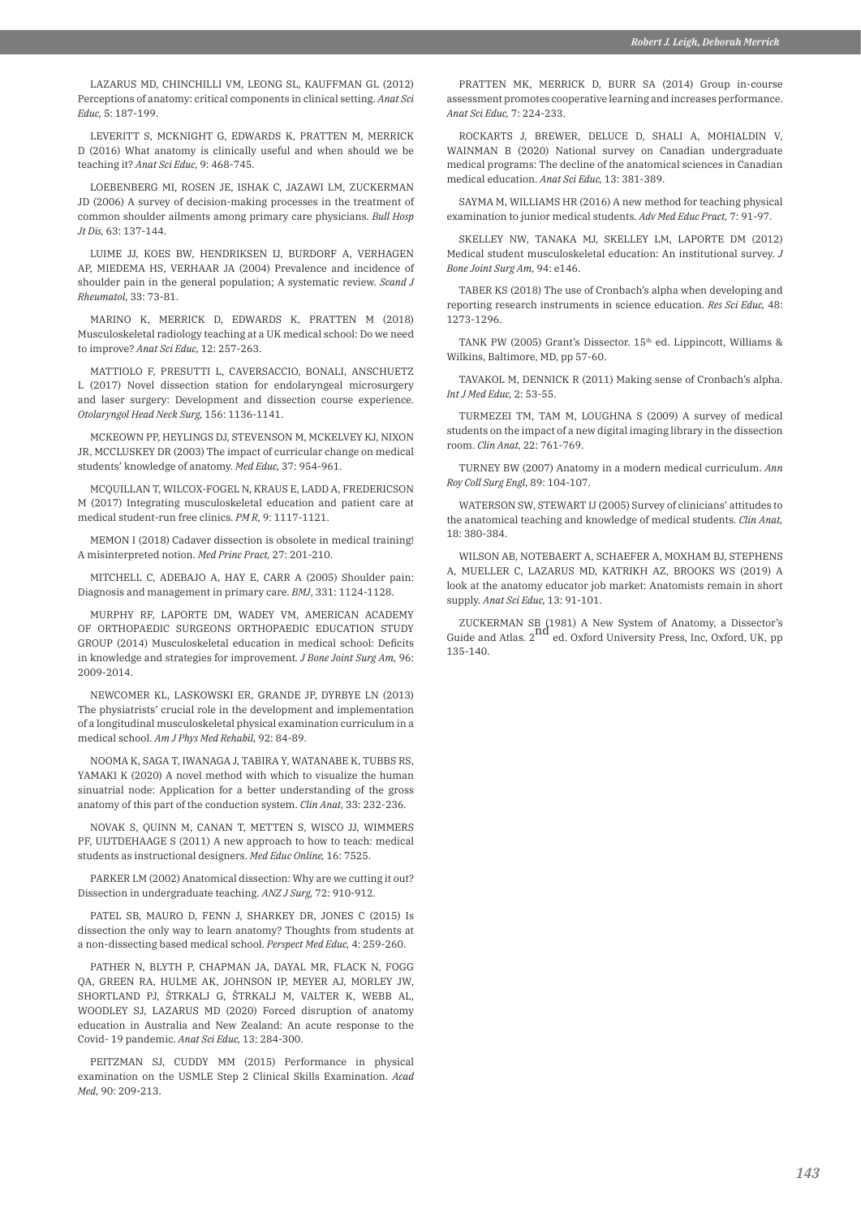LAZARUS MD, CHINCHILLI VM, LEONG SL, KAUFFMAN GL (2012) Perceptions of anatomy: critical components in clinical setting. *Anat Sci Educ,* 5: 187-199.

LEVERITT S, MCKNIGHT G, EDWARDS K, PRATTEN M, MERRICK D (2016) What anatomy is clinically useful and when should we be teaching it? *Anat Sci Educ,* 9: 468-745.

LOEBENBERG MI, ROSEN JE, ISHAK C, JAZAWI LM, ZUCKERMAN JD (2006) A survey of decision-making processes in the treatment of common shoulder ailments among primary care physicians. *Bull Hosp Jt Dis,* 63: 137-144.

LUIME JJ, KOES BW, HENDRIKSEN IJ, BURDORF A, VERHAGEN AP, MIEDEMA HS, VERHAAR JA (2004) Prevalence and incidence of shoulder pain in the general population; A systematic review. *Scand J Rheumatol,* 33: 73-81.

MARINO K, MERRICK D, EDWARDS K, PRATTEN M (2018) Musculoskeletal radiology teaching at a UK medical school: Do we need to improve? *Anat Sci Educ,* 12: 257-263.

MATTIOLO F, PRESUTTI L, CAVERSACCIO, BONALI, ANSCHUETZ L (2017) Novel dissection station for endolaryngeal microsurgery and laser surgery: Development and dissection course experience. *Otolaryngol Head Neck Surg,* 156: 1136-1141.

MCKEOWN PP, HEYLINGS DJ, STEVENSON M, MCKELVEY KJ, NIXON JR, MCCLUSKEY DR (2003) The impact of curricular change on medical students' knowledge of anatomy. *Med Educ,* 37: 954-961.

MCQUILLAN T, WILCOX-FOGEL N, KRAUS E, LADD A, FREDERICSON M (2017) Integrating musculoskeletal education and patient care at medical student-run free clinics. *PM R,* 9: 1117-1121.

MEMON I (2018) Cadaver dissection is obsolete in medical training! A misinterpreted notion. *Med Princ Pract,* 27: 201-210.

MITCHELL C, ADEBAJO A, HAY E, CARR A (2005) Shoulder pain: Diagnosis and management in primary care. *BMJ,* 331: 1124-1128.

MURPHY RF, LAPORTE DM, WADEY VM, AMERICAN ACADEMY OF ORTHOPAEDIC SURGEONS ORTHOPAEDIC EDUCATION STUDY GROUP (2014) Musculoskeletal education in medical school: Deficits in knowledge and strategies for improvement. *J Bone Joint Surg Am,* 96: 2009-2014.

NEWCOMER KL, LASKOWSKI ER, GRANDE JP, DYRBYE LN (2013) The physiatrists' crucial role in the development and implementation of a longitudinal musculoskeletal physical examination curriculum in a medical school. *Am J Phys Med Rehabil,* 92: 84-89.

NOOMA K, SAGA T, IWANAGA J, TABIRA Y, WATANABE K, TUBBS RS, YAMAKI K (2020) A novel method with which to visualize the human sinuatrial node: Application for a better understanding of the gross anatomy of this part of the conduction system. *Clin Anat,* 33: 232-236.

NOVAK S, QUINN M, CANAN T, METTEN S, WISCO JJ, WIMMERS PF, UIJTDEHAAGE S (2011) A new approach to how to teach: medical students as instructional designers. *Med Educ Online,* 16: 7525.

PARKER LM (2002) Anatomical dissection: Why are we cutting it out? Dissection in undergraduate teaching. *ANZ J Surg,* 72: 910-912.

PATEL SB, MAURO D, FENN J, SHARKEY DR, JONES C (2015) Is dissection the only way to learn anatomy? Thoughts from students at a non-dissecting based medical school. *Perspect Med Educ,* 4: 259-260.

PATHER N, BLYTH P, CHAPMAN JA, DAYAL MR, FLACK N, FOGG QA, GREEN RA, HULME AK, JOHNSON IP, MEYER AJ, MORLEY JW, SHORTLAND PJ, ŠTRKALJ G, ŠTRKALJ M, VALTER K, WEBB AL, WOODLEY SJ, LAZARUS MD (2020) Forced disruption of anatomy education in Australia and New Zealand: An acute response to the Covid- 19 pandemic. *Anat Sci Educ,* 13: 284-300.

PEITZMAN SJ, CUDDY MM (2015) Performance in physical examination on the USMLE Step 2 Clinical Skills Examination. *Acad Med,* 90: 209-213.

PRATTEN MK, MERRICK D, BURR SA (2014) Group in-course assessment promotes cooperative learning and increases performance. *Anat Sci Educ,* 7: 224-233.

ROCKARTS J, BREWER, DELUCE D, SHALI A, MOHIALDIN V, WAINMAN B (2020) National survey on Canadian undergraduate medical programs: The decline of the anatomical sciences in Canadian medical education. *Anat Sci Educ,* 13: 381-389.

SAYMA M, WILLIAMS HR (2016) A new method for teaching physical examination to junior medical students. *Adv Med Educ Pract,* 7: 91-97.

SKELLEY NW, TANAKA MJ, SKELLEY LM, LAPORTE DM (2012) Medical student musculoskeletal education: An institutional survey. *J Bone Joint Surg Am,* 94: e146.

TABER KS (2018) The use of Cronbach's alpha when developing and reporting research instruments in science education. *Res Sci Educ,* 48: 1273-1296.

TANK PW (2005) Grant's Dissector. 15th ed. Lippincott, Williams & Wilkins, Baltimore, MD, pp 57-60.

TAVAKOL M, DENNICK R (2011) Making sense of Cronbach's alpha. *Int J Med Educ,* 2: 53-55.

TURMEZEI TM, TAM M, LOUGHNA S (2009) A survey of medical students on the impact of a new digital imaging library in the dissection room. *Clin Anat,* 22: 761-769.

TURNEY BW (2007) Anatomy in a modern medical curriculum. *Ann Roy Coll Surg Engl,* 89: 104-107.

WATERSON SW, STEWART IJ (2005) Survey of clinicians' attitudes to the anatomical teaching and knowledge of medical students. *Clin Anat,* 18: 380-384.

WILSON AB, NOTEBAERT A, SCHAEFER A, MOXHAM BJ, STEPHENS A, MUELLER C, LAZARUS MD, KATRIKH AZ, BROOKS WS (2019) A look at the anatomy educator job market: Anatomists remain in short supply. *Anat Sci Educ,* 13: 91-101.

ZUCKERMAN SB (1981) A New System of Anatomy, a Dissector's Guide and Atlas. 2nd ed. Oxford University Press, Inc, Oxford, UK, pp 135-140.